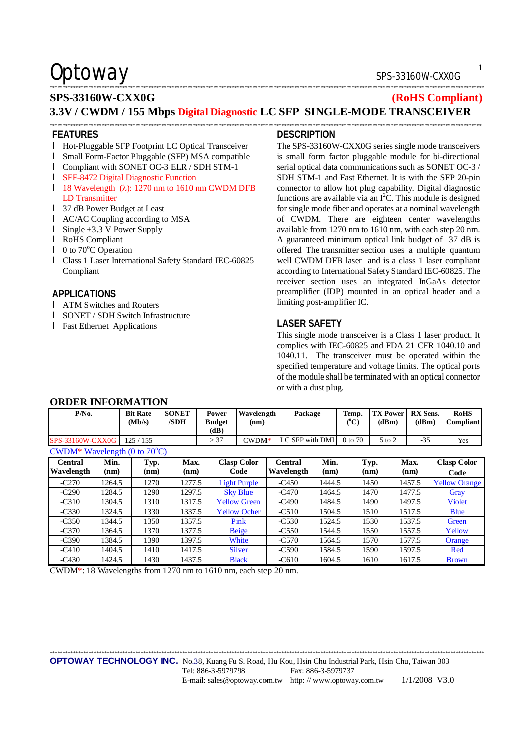**SPS-33160W-CXX0G** **(RoHS Compliant)**

# 3.3V / CWDM / 155 Mbps Digital Diagnostic LC SFP SINGLE-MODE TRANSCEIVER

## FEATURES

- Hot-Pluggable SFP Footprint LC Optical Transceiver
- Small Form-Factor Pluggable (SFP) MSA compatible
- Compliant with SONET OC-3 ELR / SDH STM-1
- SFF-8472 Digital Diagnostic Function
- 18 Wavelength (λ): 1270 nm to 1610 nm CWDM DFB LD Transmitter
- 37 dB Power Budget at Least
- AC/AC Coupling according to MSA
- Single +3.3 V Power Supply
- RoHS Compliant
- 0 to 70°C Operation
- Class 1 Laser International Safety Standard IEC-60825 Compliant

## APPLICATIONS

- ATM Switches and Routers
- SONET / SDH Switch Infrastructure
- Fast Ethernet Applications

## DESCRIPTION

The SPS-33160W-CXX0G series single mode transceivers is small form factor pluggable module for bi-directional serial optical data communications such as SONET OC-3 / SDH STM-1 and Fast Ethernet. It is with the SFP 20-pin connector to allow hot plug capability. Digital diagnostic functions are available via an $I^2C$. This module is designed for single mode fiber and operates at a nominal wavelength of CWDM. There are eighteen center wavelengths available from 1270 nm to 1610 nm, with each step 20 nm. A guaranteed minimum optical link budget of 37 dB is offered The transmitter section uses a multiple quantum well CWDM DFB laser and is a class 1 laser compliant according to International Safety Standard IEC-60825. The receiver section uses an integrated InGaAs detector preamplifier (IDP) mounted in an optical header and a limiting post-amplifier IC.

## LASER SAFETY

This single mode transceiver is a Class 1 laser product. It complies with IEC-60825 and FDA 21 CFR 1040.10 and 1040.11. The transceiver must be operated within the specified temperature and voltage limits. The optical ports of the module shall be terminated with an optical connector or with a dust plug.

## ORDER INFORMATION

| P/No. | Bit Rate (Mb/s) | SONET /SDH | Power Budget (dB) | Wavelength (nm) | Package | Temp. (°C) | TX Power (dBm) | RX Sens. (dBm) | RoHS Compliant |
|---|---|---|---|---|---|---|---|---|---|
| SPS-33160W-CXX0G | 125 / 155 | | > 37 | CWDM* | LC SFP with DMI | 0 to 70 | 5 to 2 | -35 | Yes |

CWDM* Wavelength (0 to 70°C)

| Central Wavelength | Min. (nm) | Typ. (nm) | Max. (nm) | Clasp Color Code | Central Wavelength | Min. (nm) | Typ. (nm) | Max. (nm) | Clasp Color Code |
|---|---|---|---|---|---|---|---|---|---|
| -C270 | 1264.5 | 1270 | 1277.5 | Light Purple | -C450 | 1444.5 | 1450 | 1457.5 | Yellow Orange |
| -C290 | 1284.5 | 1290 | 1297.5 | Sky Blue | -C470 | 1464.5 | 1470 | 1477.5 | Gray |
| -C310 | 1304.5 | 1310 | 1317.5 | Yellow Green | -C490 | 1484.5 | 1490 | 1497.5 | Violet |
| -C330 | 1324.5 | 1330 | 1337.5 | Yellow Ocher | -C510 | 1504.5 | 1510 | 1517.5 | Blue |
| -C350 | 1344.5 | 1350 | 1357.5 | Pink | -C530 | 1524.5 | 1530 | 1537.5 | Green |
| -C370 | 1364.5 | 1370 | 1377.5 | Beige | -C550 | 1544.5 | 1550 | 1557.5 | Yellow |
| -C390 | 1384.5 | 1390 | 1397.5 | White | -C570 | 1564.5 | 1570 | 1577.5 | Orange |
| -C410 | 1404.5 | 1410 | 1417.5 | Silver | -C590 | 1584.5 | 1590 | 1597.5 | Red |
| -C430 | 1424.5 | 1430 | 1437.5 | Black | -C610 | 1604.5 | 1610 | 1617.5 | Brown |

CWDM*: 18 Wavelengths from 1270 nm to 1610 nm, each step 20 nm.

**OPTOWAY TECHNOLOGY INC.** No.38, Kuang Fu S. Road, Hu Kou, Hsin Chu Industrial Park, Hsin Chu, Taiwan 303
Tel: 886-3-5979798 Fax: 886-3-5979737
E-mail: sales@optoway.com.tw http: // www.optoway.com.tw 1/1/2008 V3.0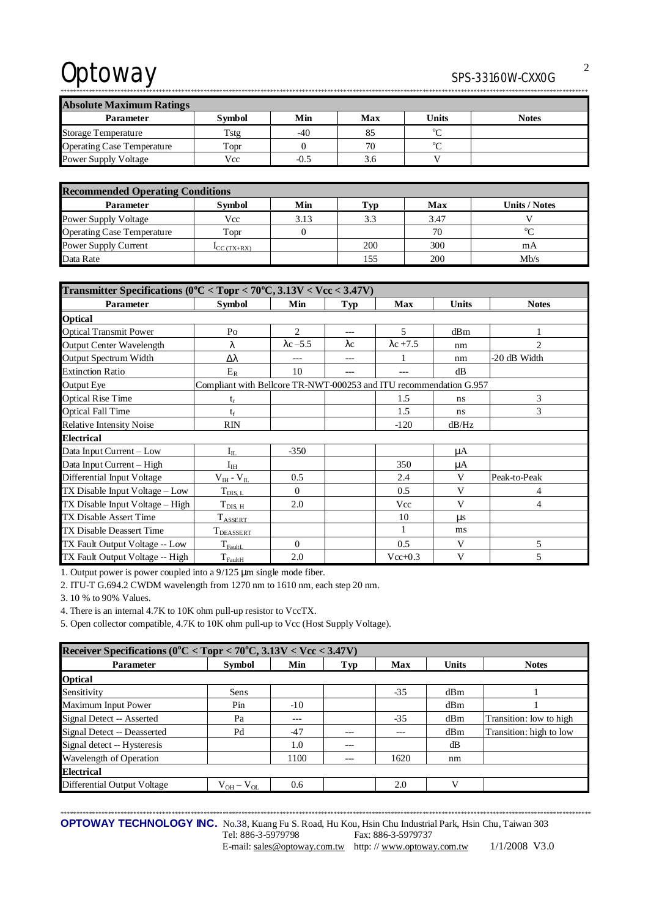## Absolute Maximum Ratings

| Parameter | Symbol | Min | Max | Units | Notes |
|---|---|---|---|---|---|
| Storage Temperature | Tstg | -40 | 85 | °C | |
| Operating Case Temperature | Topr | 0 | 70 | °C | |
| Power Supply Voltage | Vcc | -0.5 | 3.6 | V | |

## Recommended Operating Conditions

| Parameter | Symbol | Min | Typ | Max | Units / Notes |
|---|---|---|---|---|---|
| Power Supply Voltage | Vcc | 3.13 | 3.3 | 3.47 | V |
| Operating Case Temperature | Topr | 0 | | 70 | °C |
| Power Supply Current | $I_{CC\ (TX+RX)}$ | | 200 | 300 | mA |
| Data Rate | | | 155 | 200 | Mb/s |

## Transmitter Specifications (0°C < Topr < 70°C, 3.13V < Vcc < 3.47V)

| Parameter | Symbol | Min | Typ | Max | Units | Notes |
|---|---|---|---|---|---|---|
| **Optical** | | | | | | |
| Optical Transmit Power | Po | 2 | --- | 5 | dBm | 1 |
| Output Center Wavelength | λ | λc –5.5 | λc | λc +7.5 | nm | 2 |
| Output Spectrum Width | Δλ | --- | --- | 1 | nm | -20 dB Width |
| Extinction Ratio | $E_R$ | 10 | --- | --- | dB | |
| Output Eye | Compliant with Bellcore TR-NWT-000253 and ITU recommendation G.957 | | | | | |
| Optical Rise Time | $t_r$ | | | 1.5 | ns | 3 |
| Optical Fall Time | $t_f$ | | | 1.5 | ns | 3 |
| Relative Intensity Noise | RIN | | | -120 | dB/Hz | |
| **Electrical** | | | | | | |
| Data Input Current – Low | $I_{IL}$ | -350 | | | μA | |
| Data Input Current – High | $I_{IH}$ | | | 350 | μA | |
| Differential Input Voltage | $V_{IH}$ - $V_{IL}$ | 0.5 | | 2.4 | V | Peak-to-Peak |
| TX Disable Input Voltage – Low | $T_{DIS,\ L}$ | 0 | | 0.5 | V | 4 |
| TX Disable Input Voltage – High | $T_{DIS,\ H}$ | 2.0 | | Vcc | V | 4 |
| TX Disable Assert Time | $T_{ASSERT}$ | | | 10 | μs | |
| TX Disable Deassert Time | $T_{DEASSERT}$ | | | 1 | ms | |
| TX Fault Output Voltage -- Low | $T_{FaultL}$ | 0 | | 0.5 | V | 5 |
| TX Fault Output Voltage -- High | $T_{FaultH}$ | 2.0 | | Vcc+0.3 | V | 5 |

1. Output power is power coupled into a 9/125 μm single mode fiber.
2. ITU-T G.694.2 CWDM wavelength from 1270 nm to 1610 nm, each step 20 nm.
3. 10 % to 90% Values.
4. There is an internal 4.7K to 10K ohm pull-up resistor to VccTX.
5. Open collector compatible, 4.7K to 10K ohm pull-up to Vcc (Host Supply Voltage).

## Receiver Specifications (0°C < Topr < 70°C, 3.13V < Vcc < 3.47V)

| Parameter | Symbol | Min | Typ | Max | Units | Notes |
|---|---|---|---|---|---|---|
| **Optical** | | | | | | |
| Sensitivity | Sens | | | -35 | dBm | 1 |
| Maximum Input Power | Pin | -10 | | | dBm | 1 |
| Signal Detect -- Asserted | Pa | --- | | -35 | dBm | Transition: low to high |
| Signal Detect -- Deasserted | Pd | -47 | --- | --- | dBm | Transition: high to low |
| Signal detect -- Hysteresis | | 1.0 | --- | | dB | |
| Wavelength of Operation | | 1100 | --- | 1620 | nm | |
| **Electrical** | | | | | | |
| Differential Output Voltage | $V_{OH}$ – $V_{OL}$ | 0.6 | | 2.0 | V | |

**OPTOWAY TECHNOLOGY INC.** No.38, Kuang Fu S. Road, Hu Kou, Hsin Chu Industrial Park, Hsin Chu, Taiwan 303
Tel: 886-3-5979798 Fax: 886-3-5979737
E-mail: sales@optoway.com.tw http: // www.optoway.com.tw 1/1/2008 V3.0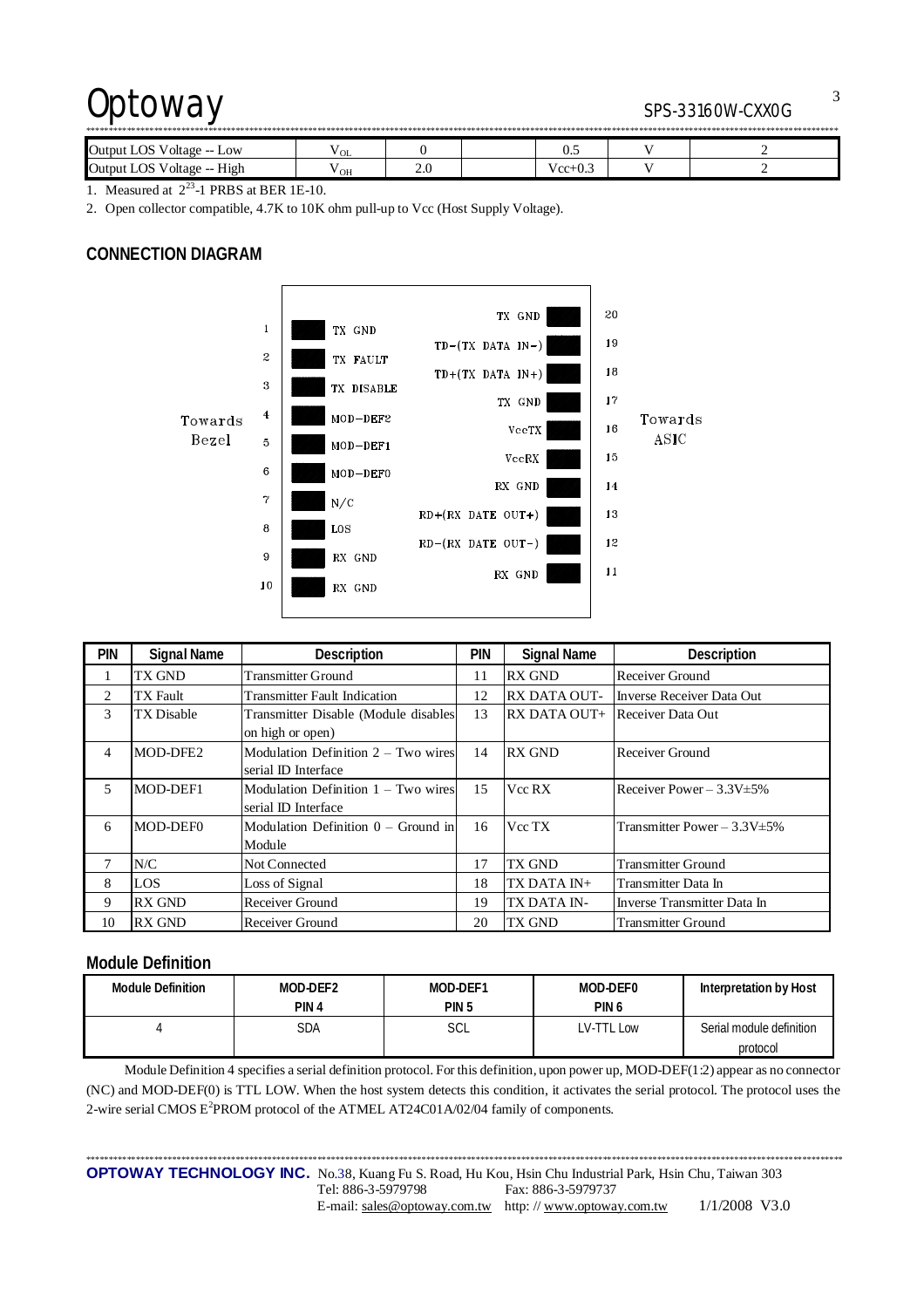| Output LOS Voltage -- Low | $V_{OL}$ | 0 | | 0.5 | V | 2 |
|---|---|---|---|---|---|---|
| Output LOS Voltage -- High | $V_{OH}$ | 2.0 | | Vcc+0.3 | V | 2 |

1. Measured at $2^{23}$-1 PRBS at BER 1E-10.
2. Open collector compatible, 4.7K to 10K ohm pull-up to Vcc (Host Supply Voltage).

## CONNECTION DIAGRAM

Towards Bezel

| PIN | Signal | | Signal | PIN |
|---|---|---|---|---|
| 1 | TX GND | | TX GND | 20 |
| 2 | TX FAULT | | TD-(TX DATA IN-) | 19 |
| 3 | TX DISABLE | | TD+(TX DATA IN+) | 18 |
| 4 | MOD-DEF2 | | TX GND | 17 |
| 5 | MOD-DEF1 | | VccTX | 16 |
| 6 | MOD-DEF0 | | VccRX | 15 |
| 7 | N/C | | RX GND | 14 |
| 8 | LOS | | RD+(RX DATE OUT+) | 13 |
| 9 | RX GND | | RD-(RX DATE OUT-) | 12 |
| 10 | RX GND | | RX GND | 11 |

Towards ASIC

| PIN | Signal Name | Description | PIN | Signal Name | Description |
|---|---|---|---|---|---|
| 1 | TX GND | Transmitter Ground | 11 | RX GND | Receiver Ground |
| 2 | TX Fault | Transmitter Fault Indication | 12 | RX DATA OUT- | Inverse Receiver Data Out |
| 3 | TX Disable | Transmitter Disable (Module disables on high or open) | 13 | RX DATA OUT+ | Receiver Data Out |
| 4 | MOD-DFE2 | Modulation Definition 2 – Two wires serial ID Interface | 14 | RX GND | Receiver Ground |
| 5 | MOD-DEF1 | Modulation Definition 1 – Two wires serial ID Interface | 15 | Vcc RX | Receiver Power – 3.3V±5% |
| 6 | MOD-DEF0 | Modulation Definition 0 – Ground in Module | 16 | Vcc TX | Transmitter Power – 3.3V±5% |
| 7 | N/C | Not Connected | 17 | TX GND | Transmitter Ground |
| 8 | LOS | Loss of Signal | 18 | TX DATA IN+ | Transmitter Data In |
| 9 | RX GND | Receiver Ground | 19 | TX DATA IN- | Inverse Transmitter Data In |
| 10 | RX GND | Receiver Ground | 20 | TX GND | Transmitter Ground |

## Module Definition

| Module Definition | MOD-DEF2 PIN 4 | MOD-DEF1 PIN 5 | MOD-DEF0 PIN 6 | Interpretation by Host |
|---|---|---|---|---|
| 4 | SDA | SCL | LV-TTL Low | Serial module definition protocol |

Module Definition 4 specifies a serial definition protocol. For this definition, upon power up, MOD-DEF(1:2) appear as no connector (NC) and MOD-DEF(0) is TTL LOW. When the host system detects this condition, it activates the serial protocol. The protocol uses the 2-wire serial CMOS $E^2$PROM protocol of the ATMEL AT24C01A/02/04 family of components.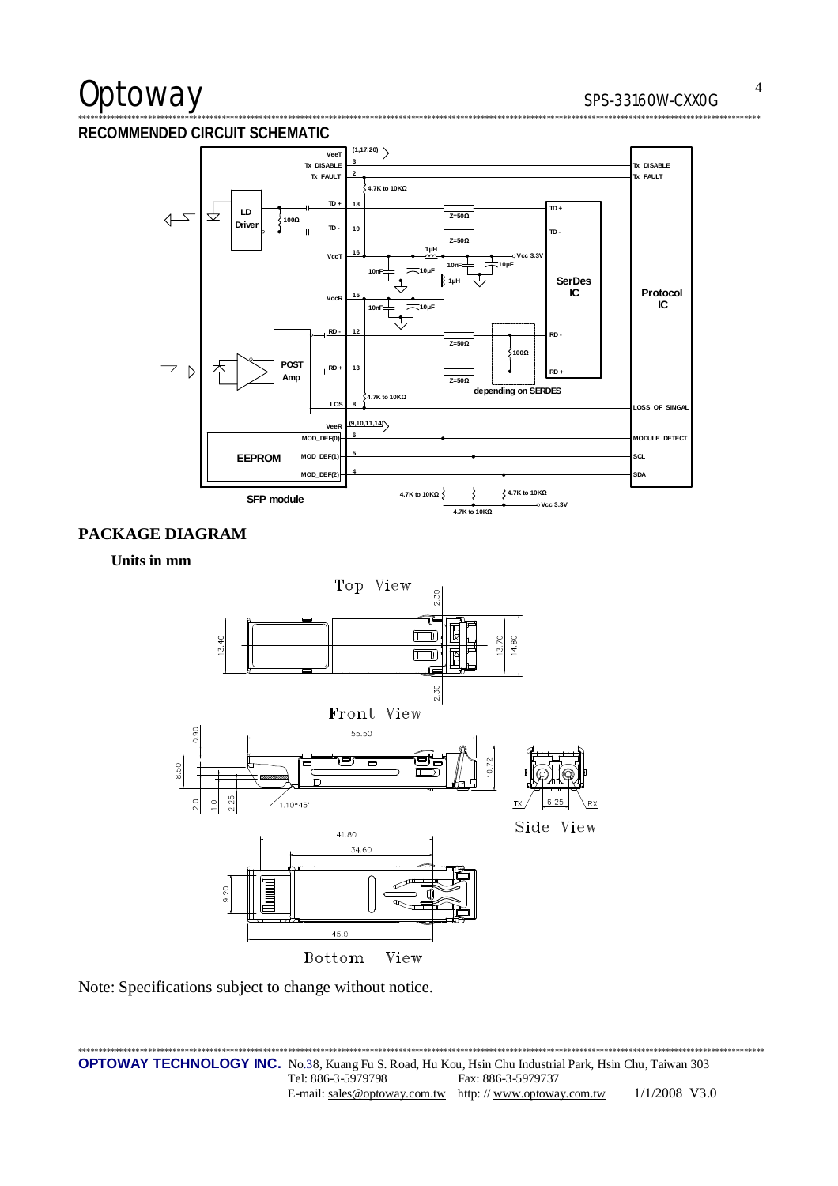## RECOMMENDED CIRCUIT SCHEMATIC

## PACKAGE DIAGRAM

**Units in mm**

Note: Specifications subject to change without notice.

**OPTOWAY TECHNOLOGY INC.** No.38, Kuang Fu S. Road, Hu Kou, Hsin Chu Industrial Park, Hsin Chu, Taiwan 303
Tel: 886-3-5979798 Fax: 886-3-5979737
E-mail: sales@optoway.com.tw http: // www.optoway.com.tw 1/1/2008 V3.0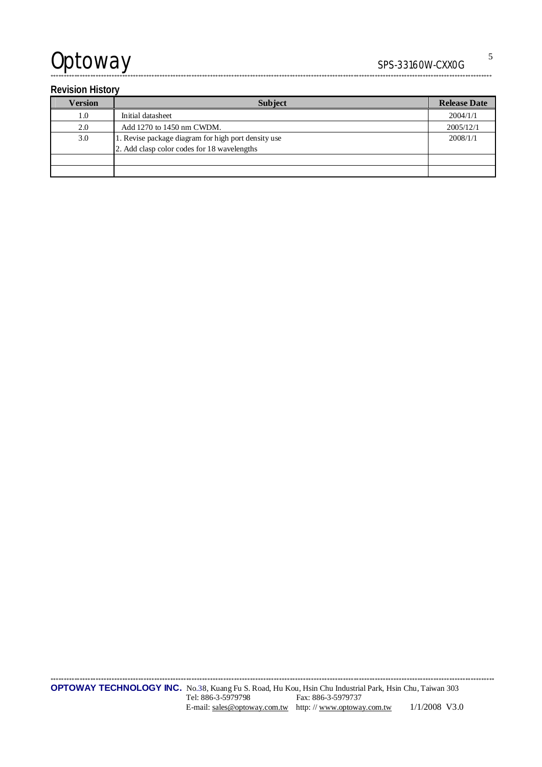## Revision History

| Version | Subject | Release Date |
|---|---|---|
| 1.0 | Initial datasheet | 2004/1/1 |
| 2.0 | Add 1270 to 1450 nm CWDM. | 2005/12/1 |
| 3.0 | 1. Revise package diagram for high port density use<br>2. Add clasp color codes for 18 wavelengths | 2008/1/1 |
| | | |
| | | |